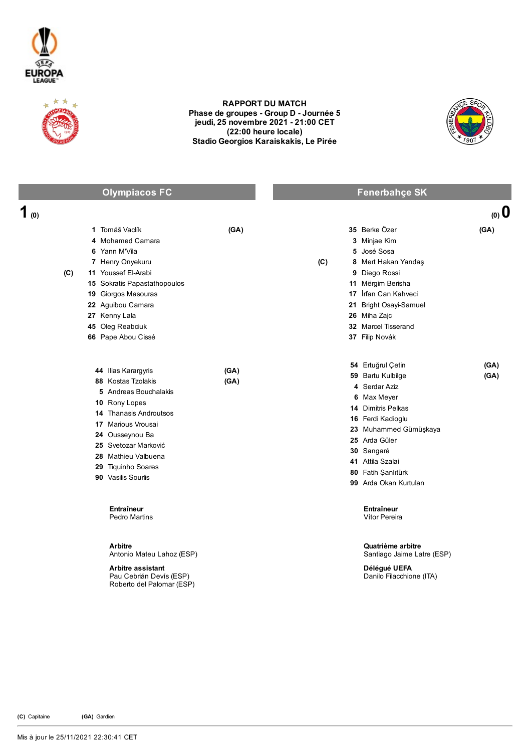# RAPPORT DU MATCH

**Phase de groupes - Group D - Journée 5**
**jeudi, 25 novembre 2021 - 21:00 CET**
**(22:00 heure locale)**
**Stadio Georgios Karaiskakis, Le Pirée**

## Olympiacos FC 1 (0) – Fenerbahçe SK 0 (0)

### Olympiacos FC

| | No. | Joueur | |
|---|---|---|---|
| | 1 | Tomáš Vaclík | (GA) |
| | 4 | Mohamed Camara | |
| | 6 | Yann M'Vila | |
| | 7 | Henry Onyekuru | |
| (C) | 11 | Youssef El-Arabi | |
| | 15 | Sokratis Papastathopoulos | |
| | 19 | Giorgos Masouras | |
| | 22 | Aguibou Camara | |
| | 27 | Kenny Lala | |
| | 45 | Oleg Reabciuk | |
| | 66 | Pape Abou Cissé | |

**Remplaçants**

| No. | Joueur | |
|---|---|---|
| 44 | Ilias Karargyris | (GA) |
| 88 | Kostas Tzolakis | (GA) |
| 5 | Andreas Bouchalakis | |
| 10 | Rony Lopes | |
| 14 | Thanasis Androutsos | |
| 17 | Marious Vrousai | |
| 24 | Ousseynou Ba | |
| 25 | Svetozar Marković | |
| 28 | Mathieu Valbuena | |
| 29 | Tiquinho Soares | |
| 90 | Vasilis Sourlis | |

**Entraîneur**
Pedro Martins

### Fenerbahçe SK

| | No. | Joueur | |
|---|---|---|---|
| | 35 | Berke Özer | (GA) |
| | 3 | Minjae Kim | |
| | 5 | José Sosa | |
| (C) | 8 | Mert Hakan Yandaş | |
| | 9 | Diego Rossi | |
| | 11 | Mërgim Berisha | |
| | 17 | İrfan Can Kahveci | |
| | 21 | Bright Osayi-Samuel | |
| | 26 | Miha Zajc | |
| | 32 | Marcel Tisserand | |
| | 37 | Filip Novák | |

**Remplaçants**

| No. | Joueur | |
|---|---|---|
| 54 | Ertuğrul Çetin | (GA) |
| 59 | Bartu Kulbilge | (GA) |
| 4 | Serdar Aziz | |
| 6 | Max Meyer | |
| 14 | Dimitris Pelkas | |
| 16 | Ferdi Kadioglu | |
| 23 | Muhammed Gümüşkaya | |
| 25 | Arda Güler | |
| 30 | Sangaré | |
| 41 | Attila Szalai | |
| 80 | Fatih Şanlıtürk | |
| 99 | Arda Okan Kurtulan | |

**Entraîneur**
Vítor Pereira

---

**Arbitre**
Antonio Mateu Lahoz (ESP)

**Arbitre assistant**
Pau Cebrián Devís (ESP)
Roberto del Palomar (ESP)

**Quatrième arbitre**
Santiago Jaime Latre (ESP)

**Délégué UEFA**
Danilo Filacchione (ITA)

---

**(C)** Capitaine **(GA)** Gardien

Mis à jour le 25/11/2021 22:30:41 CET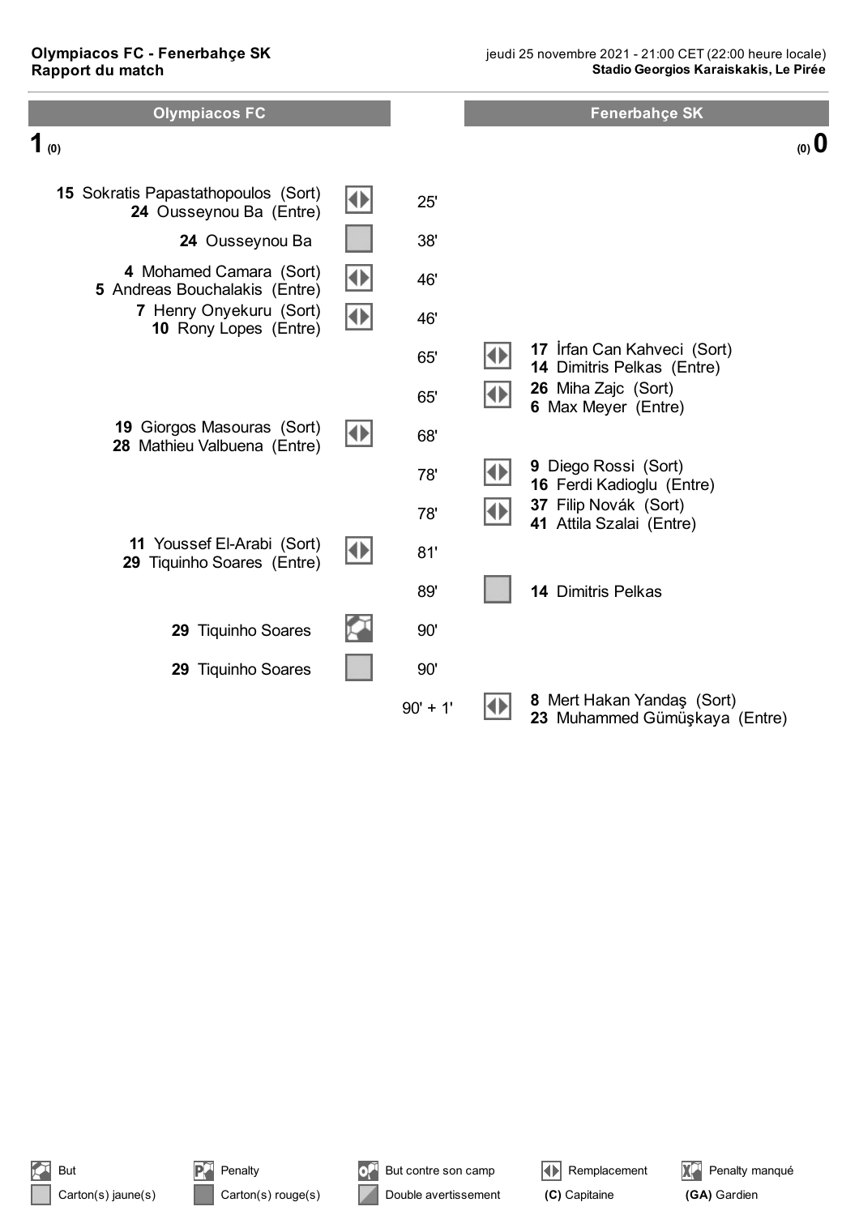**Olympiacos FC - Fenerbahçe SK**
**Rapport du match**

jeudi 25 novembre 2021 - 21:00 CET (22:00 heure locale)
**Stadio Georgios Karaiskakis, Le Pirée**

| Olympiacos FC | | | | Fenerbahçe SK |
|---|---|---|---|---|
| **1** (0) | | | | (0) **0** |
| **15** Sokratis Papastathopoulos (Sort) **24** Ousseynou Ba (Entre) | Remplacement | 25' | | |
| **24** Ousseynou Ba | Carton(s) jaune(s) | 38' | | |
| **4** Mohamed Camara (Sort) **5** Andreas Bouchalakis (Entre) | Remplacement | 46' | | |
| **7** Henry Onyekuru (Sort) **10** Rony Lopes (Entre) | Remplacement | 46' | | |
| | | 65' | Remplacement | **17** İrfan Can Kahveci (Sort) **14** Dimitris Pelkas (Entre) |
| | | 65' | Remplacement | **26** Miha Zajc (Sort) **6** Max Meyer (Entre) |
| **19** Giorgos Masouras (Sort) **28** Mathieu Valbuena (Entre) | Remplacement | 68' | | |
| | | 78' | Remplacement | **9** Diego Rossi (Sort) **16** Ferdi Kadioglu (Entre) |
| | | 78' | Remplacement | **37** Filip Novák (Sort) **41** Attila Szalai (Entre) |
| **11** Youssef El-Arabi (Sort) **29** Tiquinho Soares (Entre) | Remplacement | 81' | | |
| | | 89' | Carton(s) jaune(s) | **14** Dimitris Pelkas |
| **29** Tiquinho Soares | But | 90' | | |
| **29** Tiquinho Soares | Carton(s) jaune(s) | 90' | | |
| | | 90' + 1' | Remplacement | **8** Mert Hakan Yandaş (Sort) **23** Muhammed Gümüşkaya (Entre) |

But | Penalty | But contre son camp | Remplacement | Penalty manqué
Carton(s) jaune(s) | Carton(s) rouge(s) | Double avertissement | (C) Capitaine | (GA) Gardien